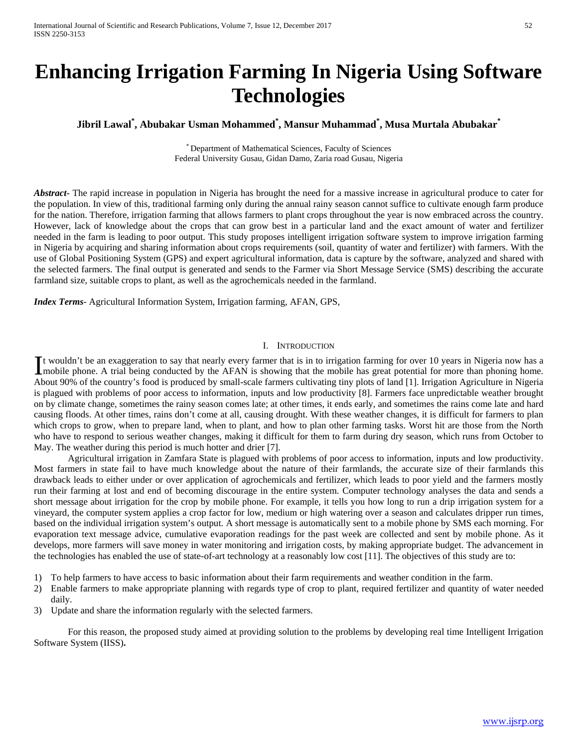# Enhancing Irrigation Farming In Nigeria Using Software Technologies

**Jibril Lawal*, Abubakar Usman Mohammed*, Mansur Muhammad*, Musa Murtala Abubakar***

* Department of Mathematical Sciences, Faculty of Sciences
Federal University Gusau, Gidan Damo, Zaria road Gusau, Nigeria

***Abstract-*** The rapid increase in population in Nigeria has brought the need for a massive increase in agricultural produce to cater for the population. In view of this, traditional farming only during the annual rainy season cannot suffice to cultivate enough farm produce for the nation. Therefore, irrigation farming that allows farmers to plant crops throughout the year is now embraced across the country. However, lack of knowledge about the crops that can grow best in a particular land and the exact amount of water and fertilizer needed in the farm is leading to poor output. This study proposes intelligent irrigation software system to improve irrigation farming in Nigeria by acquiring and sharing information about crops requirements (soil, quantity of water and fertilizer) with farmers. With the use of Global Positioning System (GPS) and expert agricultural information, data is capture by the software, analyzed and shared with the selected farmers. The final output is generated and sends to the Farmer via Short Message Service (SMS) describing the accurate farmland size, suitable crops to plant, as well as the agrochemicals needed in the farmland.

***Index Terms-*** Agricultural Information System, Irrigation farming, AFAN, GPS,

## I. Introduction

It wouldn't be an exaggeration to say that nearly every farmer that is in to irrigation farming for over 10 years in Nigeria now has a mobile phone. A trial being conducted by the AFAN is showing that the mobile has great potential for more than phoning home. About 90% of the country's food is produced by small-scale farmers cultivating tiny plots of land [1]. Irrigation Agriculture in Nigeria is plagued with problems of poor access to information, inputs and low productivity [8]. Farmers face unpredictable weather brought on by climate change, sometimes the rainy season comes late; at other times, it ends early, and sometimes the rains come late and hard causing floods. At other times, rains don't come at all, causing drought. With these weather changes, it is difficult for farmers to plan which crops to grow, when to prepare land, when to plant, and how to plan other farming tasks. Worst hit are those from the North who have to respond to serious weather changes, making it difficult for them to farm during dry season, which runs from October to May. The weather during this period is much hotter and drier [7].

Agricultural irrigation in Zamfara State is plagued with problems of poor access to information, inputs and low productivity. Most farmers in state fail to have much knowledge about the nature of their farmlands, the accurate size of their farmlands this drawback leads to either under or over application of agrochemicals and fertilizer, which leads to poor yield and the farmers mostly run their farming at lost and end of becoming discourage in the entire system. Computer technology analyses the data and sends a short message about irrigation for the crop by mobile phone. For example, it tells you how long to run a drip irrigation system for a vineyard, the computer system applies a crop factor for low, medium or high watering over a season and calculates dripper run times, based on the individual irrigation system's output. A short message is automatically sent to a mobile phone by SMS each morning. For evaporation text message advice, cumulative evaporation readings for the past week are collected and sent by mobile phone. As it develops, more farmers will save money in water monitoring and irrigation costs, by making appropriate budget. The advancement in the technologies has enabled the use of state-of-art technology at a reasonably low cost [11]. The objectives of this study are to:

1) To help farmers to have access to basic information about their farm requirements and weather condition in the farm.
2) Enable farmers to make appropriate planning with regards type of crop to plant, required fertilizer and quantity of water needed daily.
3) Update and share the information regularly with the selected farmers.

For this reason, the proposed study aimed at providing solution to the problems by developing real time Intelligent Irrigation Software System (IISS)**.**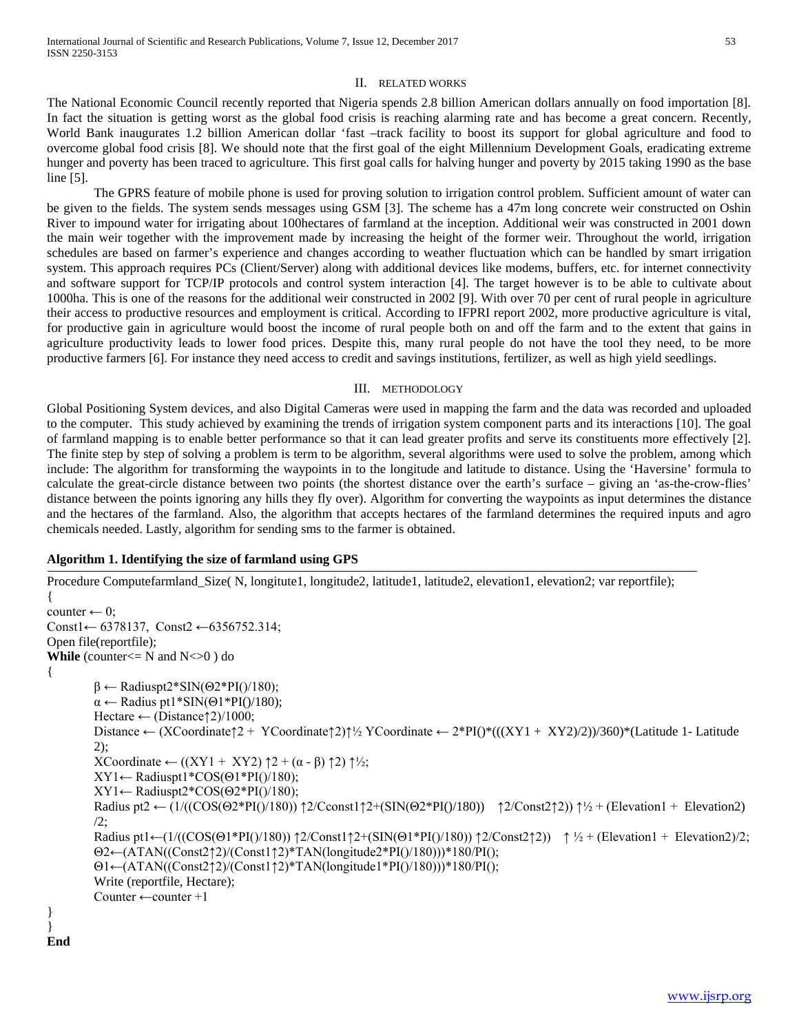## II. RELATED WORKS

The National Economic Council recently reported that Nigeria spends 2.8 billion American dollars annually on food importation [8]. In fact the situation is getting worst as the global food crisis is reaching alarming rate and has become a great concern. Recently, World Bank inaugurates 1.2 billion American dollar 'fast –track facility to boost its support for global agriculture and food to overcome global food crisis [8]. We should note that the first goal of the eight Millennium Development Goals, eradicating extreme hunger and poverty has been traced to agriculture. This first goal calls for halving hunger and poverty by 2015 taking 1990 as the base line [5].

The GPRS feature of mobile phone is used for proving solution to irrigation control problem. Sufficient amount of water can be given to the fields. The system sends messages using GSM [3]. The scheme has a 47m long concrete weir constructed on Oshin River to impound water for irrigating about 100hectares of farmland at the inception. Additional weir was constructed in 2001 down the main weir together with the improvement made by increasing the height of the former weir. Throughout the world, irrigation schedules are based on farmer's experience and changes according to weather fluctuation which can be handled by smart irrigation system. This approach requires PCs (Client/Server) along with additional devices like modems, buffers, etc. for internet connectivity and software support for TCP/IP protocols and control system interaction [4]. The target however is to be able to cultivate about 1000ha. This is one of the reasons for the additional weir constructed in 2002 [9]. With over 70 per cent of rural people in agriculture their access to productive resources and employment is critical. According to IFPRI report 2002, more productive agriculture is vital, for productive gain in agriculture would boost the income of rural people both on and off the farm and to the extent that gains in agriculture productivity leads to lower food prices. Despite this, many rural people do not have the tool they need, to be more productive farmers [6]. For instance they need access to credit and savings institutions, fertilizer, as well as high yield seedlings.

## III. METHODOLOGY

Global Positioning System devices, and also Digital Cameras were used in mapping the farm and the data was recorded and uploaded to the computer. This study achieved by examining the trends of irrigation system component parts and its interactions [10]. The goal of farmland mapping is to enable better performance so that it can lead greater profits and serve its constituents more effectively [2]. The finite step by step of solving a problem is term to be algorithm, several algorithms were used to solve the problem, among which include: The algorithm for transforming the waypoints in to the longitude and latitude to distance. Using the 'Haversine' formula to calculate the great-circle distance between two points (the shortest distance over the earth's surface – giving an 'as-the-crow-flies' distance between the points ignoring any hills they fly over). Algorithm for converting the waypoints as input determines the distance and the hectares of the farmland. Also, the algorithm that accepts hectares of the farmland determines the required inputs and agro chemicals needed. Lastly, algorithm for sending sms to the farmer is obtained.

**Algorithm 1. Identifying the size of farmland using GPS**

```
Procedure Computefarmland_Size( N, longitute1, longitude2, latitude1, latitude2, elevation1, elevation2; var reportfile);
{
counter ← 0;
Const1← 6378137,  Const2 ←6356752.314;
Open file(reportfile);
While (counter<= N and N<>0 ) do
{
        β ← Radiuspt2*SIN(Θ2*PI()/180);
        α ← Radius pt1*SIN(Θ1*PI()/180);
        Hectare ← (Distance↑2)/1000;
        Distance ← (XCoordinate↑2 + YCoordinate↑2)↑½ YCoordinate ← 2*PI()*(((XY1 + XY2)/2))/360)*(Latitude 1- Latitude 2);
        XCoordinate ← ((XY1 + XY2) ↑2 + (α - β) ↑2) ↑½;
        XY1← Radiuspt1*COS(Θ1*PI()/180);
        XY1← Radiuspt2*COS(Θ2*PI()/180);
        Radius pt2 ← (1/((COS(Θ2*PI()/180)) ↑2/Cconst1↑2+(SIN(Θ2*PI()/180))   ↑2/Const2↑2)) ↑½ + (Elevation1 + Elevation2) /2;
        Radius pt1←(1/((COS(Θ1*PI()/180)) ↑2/Const1↑2+(SIN(Θ1*PI()/180)) ↑2/Const2↑2))   ↑ ½ + (Elevation1 + Elevation2)/2;
        Θ2←(ATAN((Const2↑2)/(Const1↑2)*TAN(longitude2*PI()/180)))*180/PI();
        Θ1←(ATAN((Const2↑2)/(Const1↑2)*TAN(longitude1*PI()/180)))*180/PI();
        Write (reportfile, Hectare);
        Counter ←counter +1
}
}
End
```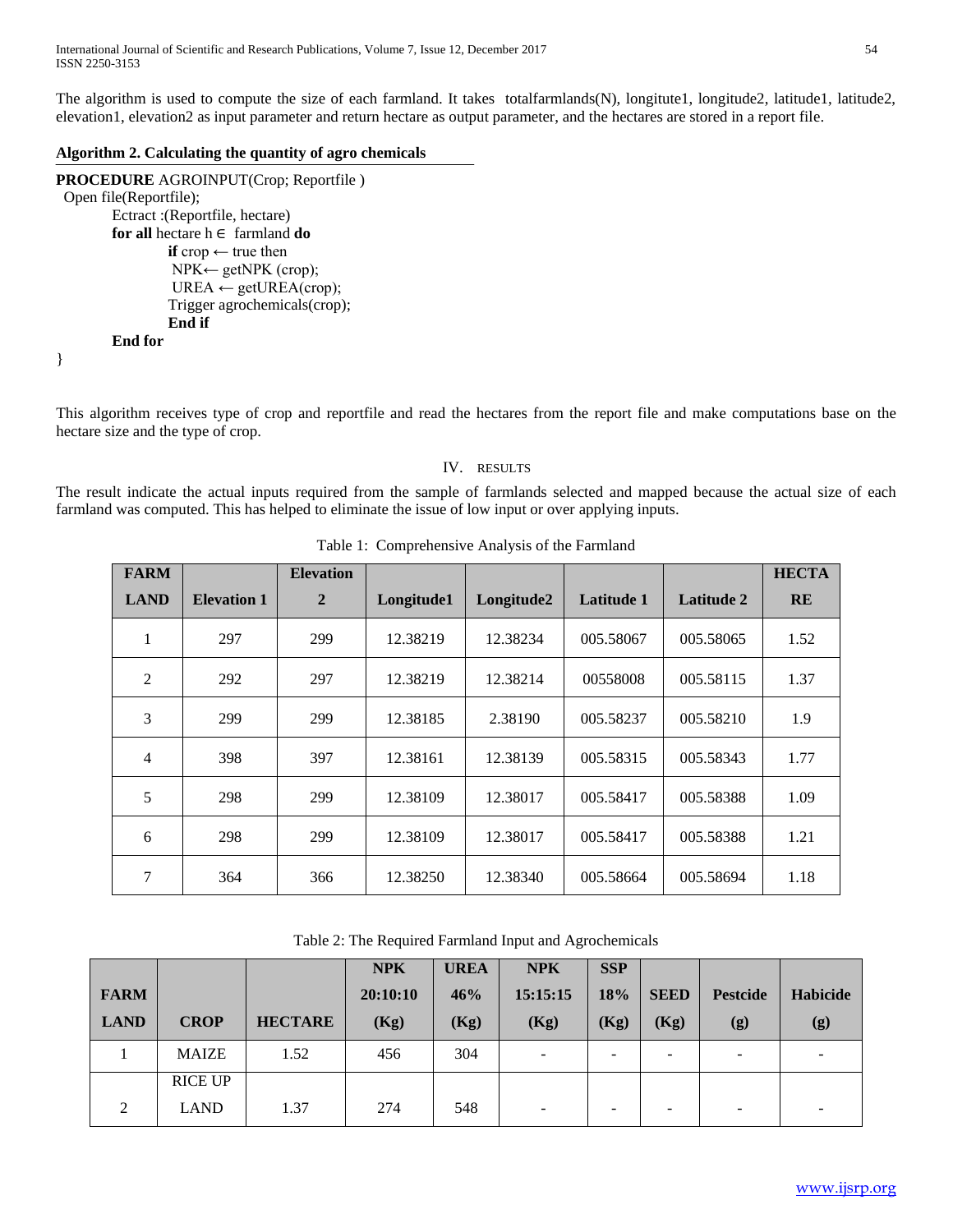The algorithm is used to compute the size of each farmland. It takes totalfarmlands(N), longitute1, longitude2, latitude1, latitude2, elevation1, elevation2 as input parameter and return hectare as output parameter, and the hectares are stored in a report file.

**Algorithm 2. Calculating the quantity of agro chemicals**

```
PROCEDURE AGROINPUT(Crop; Reportfile )
 Open file(Reportfile);
        Ectract :(Reportfile, hectare)
        for all hectare h ∈  farmland do
                if crop ← true then
                 NPK← getNPK (crop);
                 UREA ← getUREA(crop);
                Trigger agrochemicals(crop);
                End if
        End for
}
```

This algorithm receives type of crop and reportfile and read the hectares from the report file and make computations base on the hectare size and the type of crop.

## IV. RESULTS

The result indicate the actual inputs required from the sample of farmlands selected and mapped because the actual size of each farmland was computed. This has helped to eliminate the issue of low input or over applying inputs.

Table 1: Comprehensive Analysis of the Farmland

| FARM LAND | Elevation 1 | Elevation 2 | Longitude1 | Longitude2 | Latitude 1 | Latitude 2 | HECTARE |
|---|---|---|---|---|---|---|---|
| 1 | 297 | 299 | 12.38219 | 12.38234 | 005.58067 | 005.58065 | 1.52 |
| 2 | 292 | 297 | 12.38219 | 12.38214 | 00558008 | 005.58115 | 1.37 |
| 3 | 299 | 299 | 12.38185 | 2.38190 | 005.58237 | 005.58210 | 1.9 |
| 4 | 398 | 397 | 12.38161 | 12.38139 | 005.58315 | 005.58343 | 1.77 |
| 5 | 298 | 299 | 12.38109 | 12.38017 | 005.58417 | 005.58388 | 1.09 |
| 6 | 298 | 299 | 12.38109 | 12.38017 | 005.58417 | 005.58388 | 1.21 |
| 7 | 364 | 366 | 12.38250 | 12.38340 | 005.58664 | 005.58694 | 1.18 |

Table 2: The Required Farmland Input and Agrochemicals

| FARM LAND | CROP | HECTARE | NPK 20:10:10 (Kg) | UREA 46% (Kg) | NPK 15:15:15 (Kg) | SSP 18% (Kg) | SEED (Kg) | Pestcide (g) | Habicide (g) |
|---|---|---|---|---|---|---|---|---|---|
| 1 | MAIZE | 1.52 | 456 | 304 | - | - | - | - | - |
| 2 | RICE UP LAND | 1.37 | 274 | 548 | - | - | - | - | - |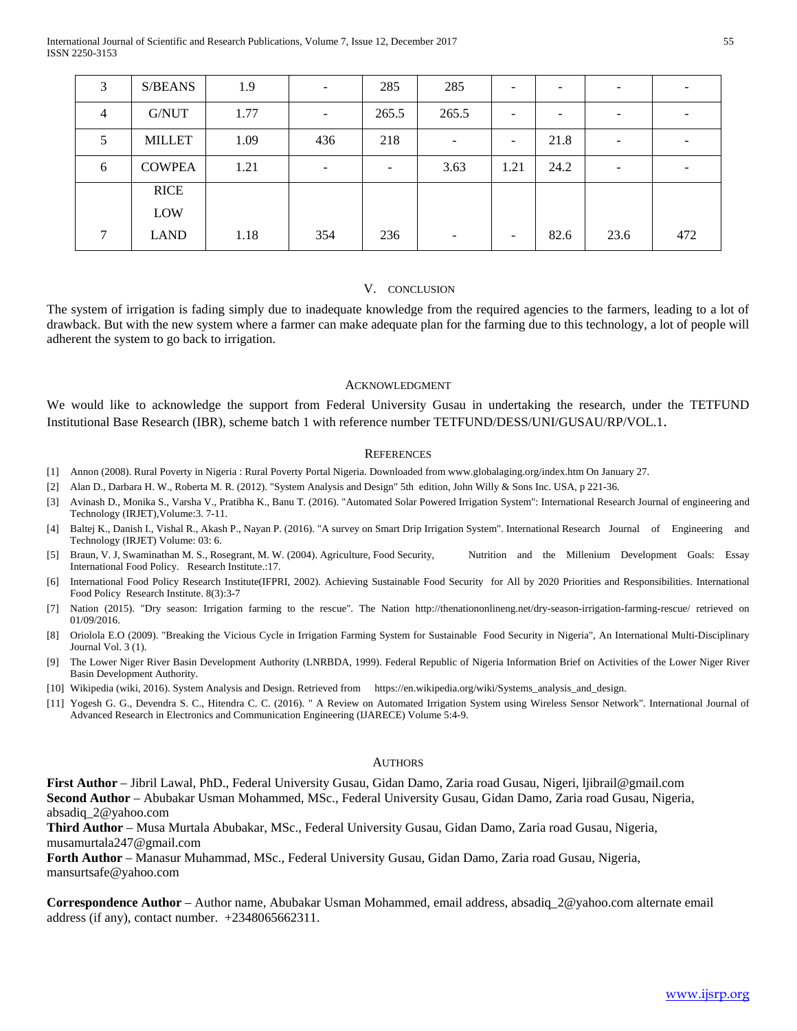| | | | | | | | | | |
|---|---|---|---|---|---|---|---|---|---|
| 3 | S/BEANS | 1.9 | - | 285 | 285 | - | - | - | - |
| 4 | G/NUT | 1.77 | - | 265.5 | 265.5 | - | - | - | - |
| 5 | MILLET | 1.09 | 436 | 218 | - | - | 21.8 | - | - |
| 6 | COWPEA | 1.21 | - | - | 3.63 | 1.21 | 24.2 | - | - |
| 7 | RICE LOW LAND | 1.18 | 354 | 236 | - | - | 82.6 | 23.6 | 472 |

## V. Conclusion

The system of irrigation is fading simply due to inadequate knowledge from the required agencies to the farmers, leading to a lot of drawback. But with the new system where a farmer can make adequate plan for the farming due to this technology, a lot of people will adherent the system to go back to irrigation.

## Acknowledgment

We would like to acknowledge the support from Federal University Gusau in undertaking the research, under the TETFUND Institutional Base Research (IBR), scheme batch 1 with reference number TETFUND/DESS/UNI/GUSAU/RP/VOL.1.

## References

[1] Annon (2008). Rural Poverty in Nigeria : Rural Poverty Portal Nigeria. Downloaded from www.globalaging.org/index.htm On January 27.

[2] Alan D., Darbara H. W., Roberta M. R. (2012). "System Analysis and Design" 5th edition, John Willy & Sons Inc. USA, p 221-36.

[3] Avinash D., Monika S., Varsha V., Pratibha K., Banu T. (2016). "Automated Solar Powered Irrigation System": International Research Journal of engineering and Technology (IRJET),Volume:3. 7-11.

[4] Baltej K., Danish I., Vishal R., Akash P., Nayan P. (2016). "A survey on Smart Drip Irrigation System". International Research Journal of Engineering and Technology (IRJET) Volume: 03: 6.

[5] Braun, V. J, Swaminathan M. S., Rosegrant, M. W. (2004). Agriculture, Food Security, Nutrition and the Millenium Development Goals: Essay International Food Policy. Research Institute.:17.

[6] International Food Policy Research Institute(IFPRI, 2002). Achieving Sustainable Food Security for All by 2020 Priorities and Responsibilities. International Food Policy Research Institute. 8(3):3-7

[7] Nation (2015). "Dry season: Irrigation farming to the rescue". The Nation http://thenationonlineng.net/dry-season-irrigation-farming-rescue/ retrieved on 01/09/2016.

[8] Oriolola E.O (2009). "Breaking the Vicious Cycle in Irrigation Farming System for Sustainable Food Security in Nigeria", An International Multi-Disciplinary Journal Vol. 3 (1).

[9] The Lower Niger River Basin Development Authority (LNRBDA, 1999). Federal Republic of Nigeria Information Brief on Activities of the Lower Niger River Basin Development Authority.

[10] Wikipedia (wiki, 2016). System Analysis and Design. Retrieved from https://en.wikipedia.org/wiki/Systems_analysis_and_design.

[11] Yogesh G. G., Devendra S. C., Hitendra C. C. (2016). " A Review on Automated Irrigation System using Wireless Sensor Network". International Journal of Advanced Research in Electronics and Communication Engineering (IJARECE) Volume 5:4-9.

## Authors

**First Author** – Jibril Lawal, PhD., Federal University Gusau, Gidan Damo, Zaria road Gusau, Nigeri, ljibrail@gmail.com
**Second Author** – Abubakar Usman Mohammed, MSc., Federal University Gusau, Gidan Damo, Zaria road Gusau, Nigeria, absadiq_2@yahoo.com
**Third Author** – Musa Murtala Abubakar, MSc., Federal University Gusau, Gidan Damo, Zaria road Gusau, Nigeria, musamurtala247@gmail.com
**Forth Author** – Manasur Muhammad, MSc., Federal University Gusau, Gidan Damo, Zaria road Gusau, Nigeria, mansurtsafe@yahoo.com

**Correspondence Author** – Author name, Abubakar Usman Mohammed, email address, absadiq_2@yahoo.com alternate email address (if any), contact number. +2348065662311.